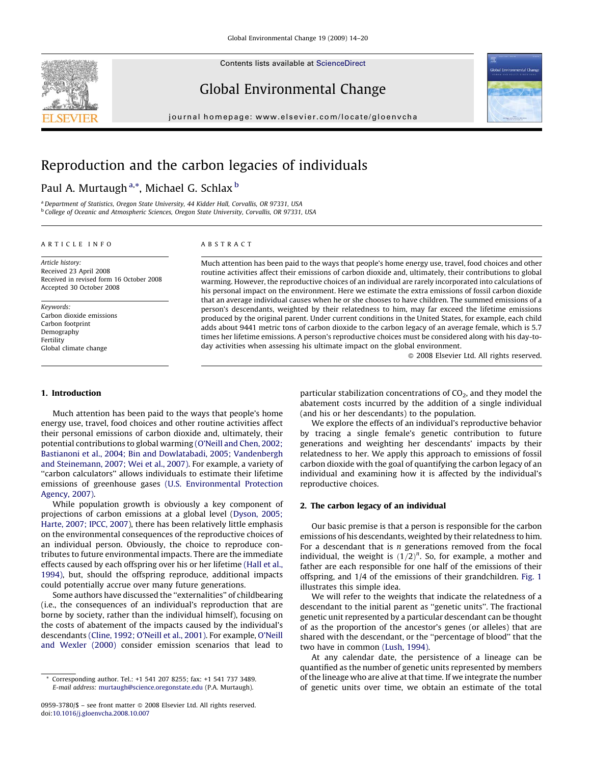# Reproduction and the carbon legacies of individuals

Paul A. Murtaugh [a,*], Michael G. Schlax [b]

[a] Department of Statistics, Oregon State University, 44 Kidder Hall, Corvallis, OR 97331, USA

[b] College of Oceanic and Atmospheric Sciences, Oregon State University, Corvallis, OR 97331, USA

**ARTICLE INFO**

*Article history:*
Received 23 April 2008
Received in revised form 16 October 2008
Accepted 30 October 2008

*Keywords:*
Carbon dioxide emissions
Carbon footprint
Demography
Fertility
Global climate change

**ABSTRACT**

Much attention has been paid to the ways that people's home energy use, travel, food choices and other routine activities affect their emissions of carbon dioxide and, ultimately, their contributions to global warming. However, the reproductive choices of an individual are rarely incorporated into calculations of his personal impact on the environment. Here we estimate the extra emissions of fossil carbon dioxide that an average individual causes when he or she chooses to have children. The summed emissions of a person's descendants, weighted by their relatedness to him, may far exceed the lifetime emissions produced by the original parent. Under current conditions in the United States, for example, each child adds about 9441 metric tons of carbon dioxide to the carbon legacy of an average female, which is 5.7 times her lifetime emissions. A person's reproductive choices must be considered along with his day-to-day activities when assessing his ultimate impact on the global environment.

© 2008 Elsevier Ltd. All rights reserved.

## 1. Introduction

Much attention has been paid to the ways that people's home energy use, travel, food choices and other routine activities affect their personal emissions of carbon dioxide and, ultimately, their potential contributions to global warming (O'Neill and Chen, 2002; Bastianoni et al., 2004; Bin and Dowlatabadi, 2005; Vandenbergh and Steinemann, 2007; Wei et al., 2007). For example, a variety of "carbon calculators" allows individuals to estimate their lifetime emissions of greenhouse gases (U.S. Environmental Protection Agency, 2007).

While population growth is obviously a key component of projections of carbon emissions at a global level (Dyson, 2005; Harte, 2007; IPCC, 2007), there has been relatively little emphasis on the environmental consequences of the reproductive choices of an individual person. Obviously, the choice to reproduce contributes to future environmental impacts. There are the immediate effects caused by each offspring over his or her lifetime (Hall et al., 1994), but, should the offspring reproduce, additional impacts could potentially accrue over many future generations.

Some authors have discussed the "externalities" of childbearing (i.e., the consequences of an individual's reproduction that are borne by society, rather than the individual himself), focusing on the costs of abatement of the impacts caused by the individual's descendants (Cline, 1992; O'Neill et al., 2001). For example, O'Neill and Wexler (2000) consider emission scenarios that lead to particular stabilization concentrations of $CO_2$, and they model the abatement costs incurred by the addition of a single individual (and his or her descendants) to the population.

We explore the effects of an individual's reproductive behavior by tracing a single female's genetic contribution to future generations and weighting her descendants' impacts by their relatedness to her. We apply this approach to emissions of fossil carbon dioxide with the goal of quantifying the carbon legacy of an individual and examining how it is affected by the individual's reproductive choices.

## 2. The carbon legacy of an individual

Our basic premise is that a person is responsible for the carbon emissions of his descendants, weighted by their relatedness to him. For a descendant that is $n$ generations removed from the focal individual, the weight is $(1/2)^n$. So, for example, a mother and father are each responsible for one half of the emissions of their offspring, and 1/4 of the emissions of their grandchildren. Fig. 1 illustrates this simple idea.

We will refer to the weights that indicate the relatedness of a descendant to the initial parent as "genetic units". The fractional genetic unit represented by a particular descendant can be thought of as the proportion of the ancestor's genes (or alleles) that are shared with the descendant, or the "percentage of blood" that the two have in common (Lush, 1994).

At any calendar date, the persistence of a lineage can be quantified as the number of genetic units represented by members of the lineage who are alive at that time. If we integrate the number of genetic units over time, we obtain an estimate of the total

\* Corresponding author. Tel.: +1 541 207 8255; fax: +1 541 737 3489.
E-mail address: murtaugh@science.oregonstate.edu (P.A. Murtaugh).

0959-3780/$ – see front matter © 2008 Elsevier Ltd. All rights reserved.
doi:10.1016/j.gloenvcha.2008.10.007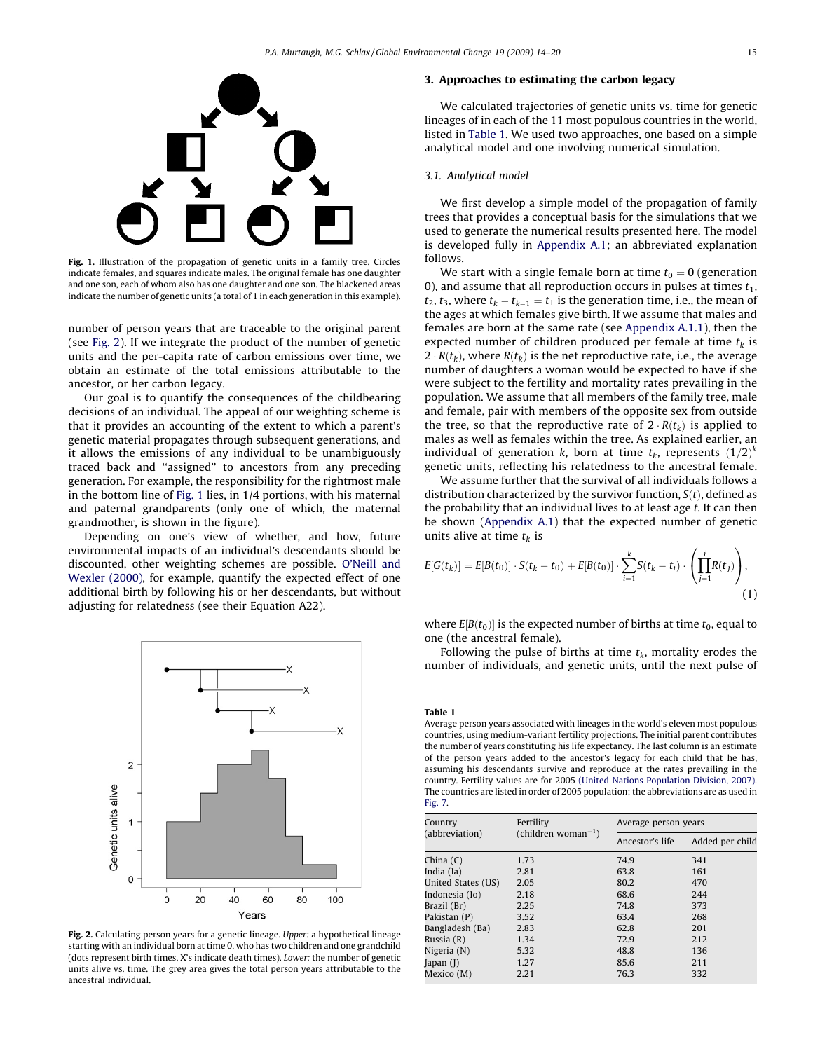Fig. 1. Illustration of the propagation of genetic units in a family tree. Circles indicate females, and squares indicate males. The original female has one daughter and one son, each of whom also has one daughter and one son. The blackened areas indicate the number of genetic units (a total of 1 in each generation in this example).

number of person years that are traceable to the original parent (see Fig. 2). If we integrate the product of the number of genetic units and the per-capita rate of carbon emissions over time, we obtain an estimate of the total emissions attributable to the ancestor, or her carbon legacy.

Our goal is to quantify the consequences of the childbearing decisions of an individual. The appeal of our weighting scheme is that it provides an accounting of the extent to which a parent's genetic material propagates through subsequent generations, and it allows the emissions of any individual to be unambiguously traced back and "assigned" to ancestors from any preceding generation. For example, the responsibility for the rightmost male in the bottom line of Fig. 1 lies, in 1/4 portions, with his maternal and paternal grandparents (only one of which, the maternal grandmother, is shown in the figure).

Depending on one's view of whether, and how, future environmental impacts of an individual's descendants should be discounted, other weighting schemes are possible. O'Neill and Wexler (2000), for example, quantify the expected effect of one additional birth by following his or her descendants, but without adjusting for relatedness (see their Equation A22).

Fig. 2. Calculating person years for a genetic lineage. *Upper:* a hypothetical lineage starting with an individual born at time 0, who has two children and one grandchild (dots represent birth times, X's indicate death times). *Lower:* the number of genetic units alive vs. time. The grey area gives the total person years attributable to the ancestral individual.

## 3. Approaches to estimating the carbon legacy

We calculated trajectories of genetic units vs. time for genetic lineages of in each of the 11 most populous countries in the world, listed in Table 1. We used two approaches, one based on a simple analytical model and one involving numerical simulation.

### 3.1. Analytical model

We first develop a simple model of the propagation of family trees that provides a conceptual basis for the simulations that we used to generate the numerical results presented here. The model is developed fully in Appendix A.1; an abbreviated explanation follows.

We start with a single female born at time $t_0 = 0$ (generation 0), and assume that all reproduction occurs in pulses at times $t_1$, $t_2$, $t_3$, where $t_k - t_{k-1} = t_1$ is the generation time, i.e., the mean of the ages at which females give birth. If we assume that males and females are born at the same rate (see Appendix A.1.1), then the expected number of children produced per female at time $t_k$ is $2 \cdot R(t_k)$, where $R(t_k)$ is the net reproductive rate, i.e., the average number of daughters a woman would be expected to have if she were subject to the fertility and mortality rates prevailing in the population. We assume that all members of the family tree, male and female, pair with members of the opposite sex from outside the tree, so that the reproductive rate of $2 \cdot R(t_k)$ is applied to males as well as females within the tree. As explained earlier, an individual of generation $k$, born at time $t_k$, represents $(1/2)^k$ genetic units, reflecting his relatedness to the ancestral female.

We assume further that the survival of all individuals follows a distribution characterized by the survivor function, $S(t)$, defined as the probability that an individual lives to at least age $t$. It can then be shown (Appendix A.1) that the expected number of genetic units alive at time $t_k$ is

$$E[G(t_k)] = E[B(t_0)] \cdot S(t_k - t_0) + E[B(t_0)] \cdot \sum_{i=1}^{k} S(t_k - t_i) \cdot \left( \prod_{j=1}^{i} R(t_j) \right), \tag{1}$$

where $E[B(t_0)]$ is the expected number of births at time $t_0$, equal to one (the ancestral female).

Following the pulse of births at time $t_k$, mortality erodes the number of individuals, and genetic units, until the next pulse of

**Table 1**
Average person years associated with lineages in the world's eleven most populous countries, using medium-variant fertility projections. The initial parent contributes the number of years constituting his life expectancy. The last column is an estimate of the person years added to the ancestor's legacy for each child that he has, assuming his descendants survive and reproduce at the rates prevailing in the country. Fertility values are for 2005 (United Nations Population Division, 2007). The countries are listed in order of 2005 population; the abbreviations are as used in Fig. 7.

| Country (abbreviation) | Fertility (children woman$^{-1}$) | Average person years | |
|---|---|---|---|
| | | Ancestor's life | Added per child |
| China (C) | 1.73 | 74.9 | 341 |
| India (Ia) | 2.81 | 63.8 | 161 |
| United States (US) | 2.05 | 80.2 | 470 |
| Indonesia (Io) | 2.18 | 68.6 | 244 |
| Brazil (Br) | 2.25 | 74.8 | 373 |
| Pakistan (P) | 3.52 | 63.4 | 268 |
| Bangladesh (Ba) | 2.83 | 62.8 | 201 |
| Russia (R) | 1.34 | 72.9 | 212 |
| Nigeria (N) | 5.32 | 48.8 | 136 |
| Japan (J) | 1.27 | 85.6 | 211 |
| Mexico (M) | 2.21 | 76.3 | 332 |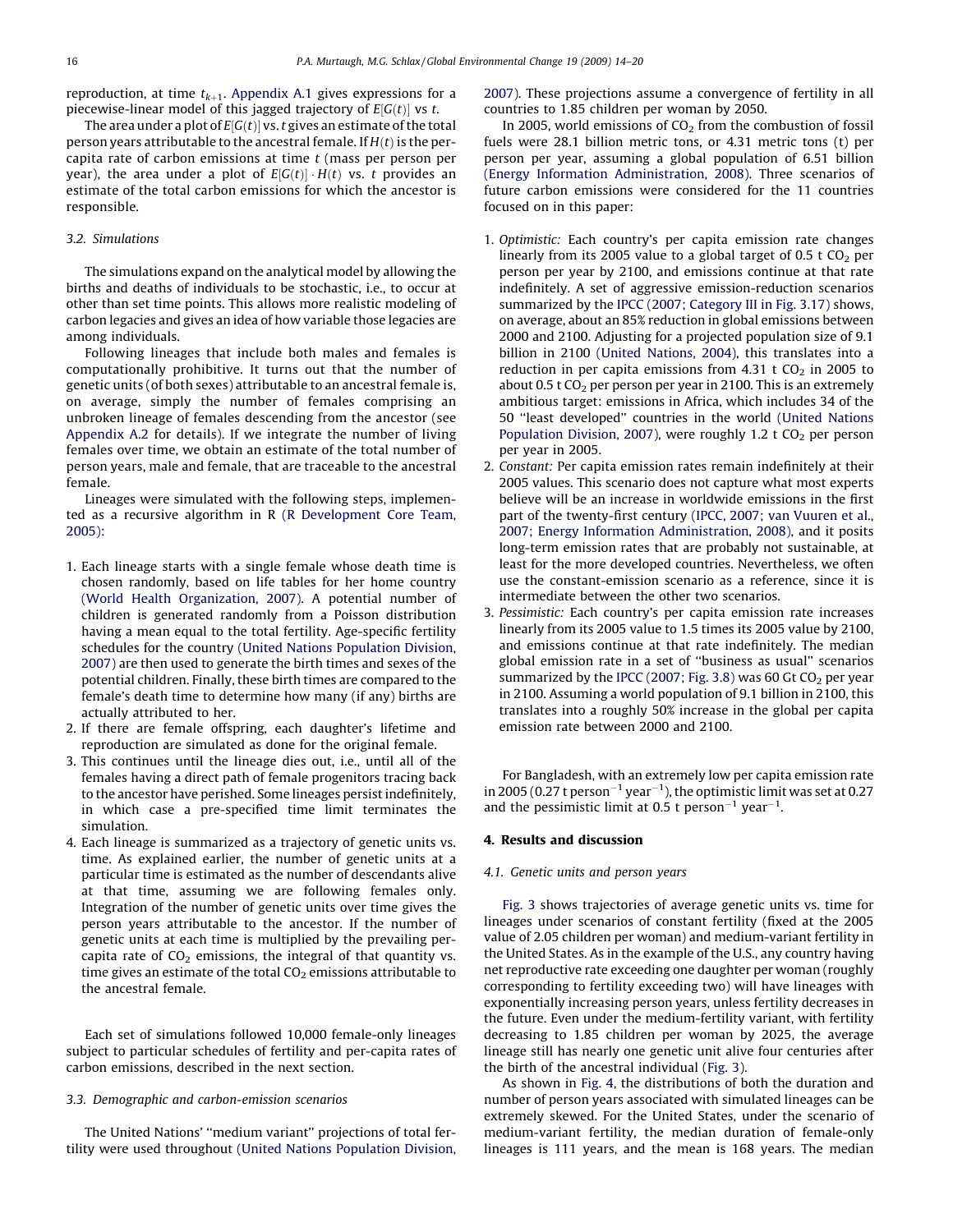reproduction, at time $t_{k+1}$. Appendix A.1 gives expressions for a piecewise-linear model of this jagged trajectory of $E[G(t)]$ vs $t$.

The area under a plot of $E[G(t)]$ vs. $t$ gives an estimate of the total person years attributable to the ancestral female. If $H(t)$ is the per-capita rate of carbon emissions at time $t$ (mass per person per year), the area under a plot of $E[G(t)] \cdot H(t)$ vs. $t$ provides an estimate of the total carbon emissions for which the ancestor is responsible.

### 3.2. Simulations

The simulations expand on the analytical model by allowing the births and deaths of individuals to be stochastic, i.e., to occur at other than set time points. This allows more realistic modeling of carbon legacies and gives an idea of how variable those legacies are among individuals.

Following lineages that include both males and females is computationally prohibitive. It turns out that the number of genetic units (of both sexes) attributable to an ancestral female is, on average, simply the number of females comprising an unbroken lineage of females descending from the ancestor (see Appendix A.2 for details). If we integrate the number of living females over time, we obtain an estimate of the total number of person years, male and female, that are traceable to the ancestral female.

Lineages were simulated with the following steps, implemented as a recursive algorithm in R (R Development Core Team, 2005):

1. Each lineage starts with a single female whose death time is chosen randomly, based on life tables for her home country (World Health Organization, 2007). A potential number of children is generated randomly from a Poisson distribution having a mean equal to the total fertility. Age-specific fertility schedules for the country (United Nations Population Division, 2007) are then used to generate the birth times and sexes of the potential children. Finally, these birth times are compared to the female's death time to determine how many (if any) births are actually attributed to her.
2. If there are female offspring, each daughter's lifetime and reproduction are simulated as done for the original female.
3. This continues until the lineage dies out, i.e., until all of the females having a direct path of female progenitors tracing back to the ancestor have perished. Some lineages persist indefinitely, in which case a pre-specified time limit terminates the simulation.
4. Each lineage is summarized as a trajectory of genetic units vs. time. As explained earlier, the number of genetic units at a particular time is estimated as the number of descendants alive at that time, assuming we are following females only. Integration of the number of genetic units over time gives the person years attributable to the ancestor. If the number of genetic units at each time is multiplied by the prevailing per-capita rate of $CO_2$ emissions, the integral of that quantity vs. time gives an estimate of the total $CO_2$ emissions attributable to the ancestral female.

Each set of simulations followed 10,000 female-only lineages subject to particular schedules of fertility and per-capita rates of carbon emissions, described in the next section.

### 3.3. Demographic and carbon-emission scenarios

The United Nations' "medium variant" projections of total fertility were used throughout (United Nations Population Division, 2007). These projections assume a convergence of fertility in all countries to 1.85 children per woman by 2050.

In 2005, world emissions of $CO_2$ from the combustion of fossil fuels were 28.1 billion metric tons, or 4.31 metric tons (t) per person per year, assuming a global population of 6.51 billion (Energy Information Administration, 2008). Three scenarios of future carbon emissions were considered for the 11 countries focused on in this paper:

1. *Optimistic:* Each country's per capita emission rate changes linearly from its 2005 value to a global target of 0.5 t $CO_2$ per person per year by 2100, and emissions continue at that rate indefinitely. A set of aggressive emission-reduction scenarios summarized by the IPCC (2007; Category III in Fig. 3.17) shows, on average, about an 85% reduction in global emissions between 2000 and 2100. Adjusting for a projected population size of 9.1 billion in 2100 (United Nations, 2004), this translates into a reduction in per capita emissions from 4.31 t $CO_2$ in 2005 to about 0.5 t $CO_2$ per person per year in 2100. This is an extremely ambitious target: emissions in Africa, which includes 34 of the 50 "least developed" countries in the world (United Nations Population Division, 2007), were roughly 1.2 t $CO_2$ per person per year in 2005.
2. *Constant:* Per capita emission rates remain indefinitely at their 2005 values. This scenario does not capture what most experts believe will be an increase in worldwide emissions in the first part of the twenty-first century (IPCC, 2007; van Vuuren et al., 2007; Energy Information Administration, 2008), and it posits long-term emission rates that are probably not sustainable, at least for the more developed countries. Nevertheless, we often use the constant-emission scenario as a reference, since it is intermediate between the other two scenarios.
3. *Pessimistic:* Each country's per capita emission rate increases linearly from its 2005 value to 1.5 times its 2005 value by 2100, and emissions continue at that rate indefinitely. The median global emission rate in a set of "business as usual" scenarios summarized by the IPCC (2007; Fig. 3.8) was 60 Gt $CO_2$ per year in 2100. Assuming a world population of 9.1 billion in 2100, this translates into a roughly 50% increase in the global per capita emission rate between 2000 and 2100.

For Bangladesh, with an extremely low per capita emission rate in 2005 (0.27 t $\text{person}^{-1}\ \text{year}^{-1}$), the optimistic limit was set at 0.27 and the pessimistic limit at 0.5 t $\text{person}^{-1}\ \text{year}^{-1}$.

## 4. Results and discussion

### 4.1. Genetic units and person years

Fig. 3 shows trajectories of average genetic units vs. time for lineages under scenarios of constant fertility (fixed at the 2005 value of 2.05 children per woman) and medium-variant fertility in the United States. As in the example of the U.S., any country having net reproductive rate exceeding one daughter per woman (roughly corresponding to fertility exceeding two) will have lineages with exponentially increasing person years, unless fertility decreases in the future. Even under the medium-fertility variant, with fertility decreasing to 1.85 children per woman by 2025, the average lineage still has nearly one genetic unit alive four centuries after the birth of the ancestral individual (Fig. 3).

As shown in Fig. 4, the distributions of both the duration and number of person years associated with simulated lineages can be extremely skewed. For the United States, under the scenario of medium-variant fertility, the median duration of female-only lineages is 111 years, and the mean is 168 years. The median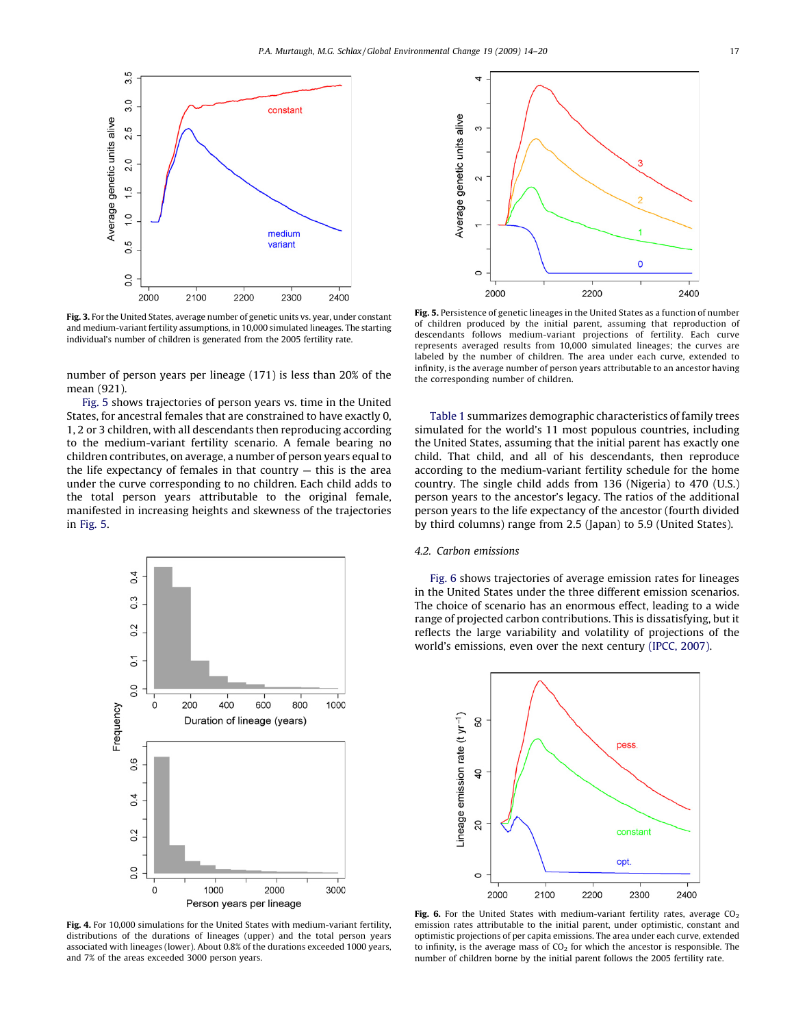**Fig. 3.** For the United States, average number of genetic units vs. year, under constant and medium-variant fertility assumptions, in 10,000 simulated lineages. The starting individual's number of children is generated from the 2005 fertility rate.

number of person years per lineage (171) is less than 20% of the mean (921).

Fig. 5 shows trajectories of person years vs. time in the United States, for ancestral females that are constrained to have exactly 0, 1, 2 or 3 children, with all descendants then reproducing according to the medium-variant fertility scenario. A female bearing no children contributes, on average, a number of person years equal to the life expectancy of females in that country — this is the area under the curve corresponding to no children. Each child adds to the total person years attributable to the original female, manifested in increasing heights and skewness of the trajectories in Fig. 5.

**Fig. 4.** For 10,000 simulations for the United States with medium-variant fertility, distributions of the durations of lineages (upper) and the total person years associated with lineages (lower). About 0.8% of the durations exceeded 1000 years, and 7% of the areas exceeded 3000 person years.

**Fig. 5.** Persistence of genetic lineages in the United States as a function of number of children produced by the initial parent, assuming that reproduction of descendants follows medium-variant projections of fertility. Each curve represents averaged results from 10,000 simulated lineages; the curves are labeled by the number of children. The area under each curve, extended to infinity, is the average number of person years attributable to an ancestor having the corresponding number of children.

Table 1 summarizes demographic characteristics of family trees simulated for the world's 11 most populous countries, including the United States, assuming that the initial parent has exactly one child. That child, and all of his descendants, then reproduce according to the medium-variant fertility schedule for the home country. The single child adds from 136 (Nigeria) to 470 (U.S.) person years to the ancestor's legacy. The ratios of the additional person years to the life expectancy of the ancestor (fourth divided by third columns) range from 2.5 (Japan) to 5.9 (United States).

### 4.2. Carbon emissions

Fig. 6 shows trajectories of average emission rates for lineages in the United States under the three different emission scenarios. The choice of scenario has an enormous effect, leading to a wide range of projected carbon contributions. This is dissatisfying, but it reflects the large variability and volatility of projections of the world's emissions, even over the next century (IPCC, 2007).

**Fig. 6.** For the United States with medium-variant fertility rates, average $CO_2$ emission rates attributable to the initial parent, under optimistic, constant and optimistic projections of per capita emissions. The area under each curve, extended to infinity, is the average mass of $CO_2$ for which the ancestor is responsible. The number of children borne by the initial parent follows the 2005 fertility rate.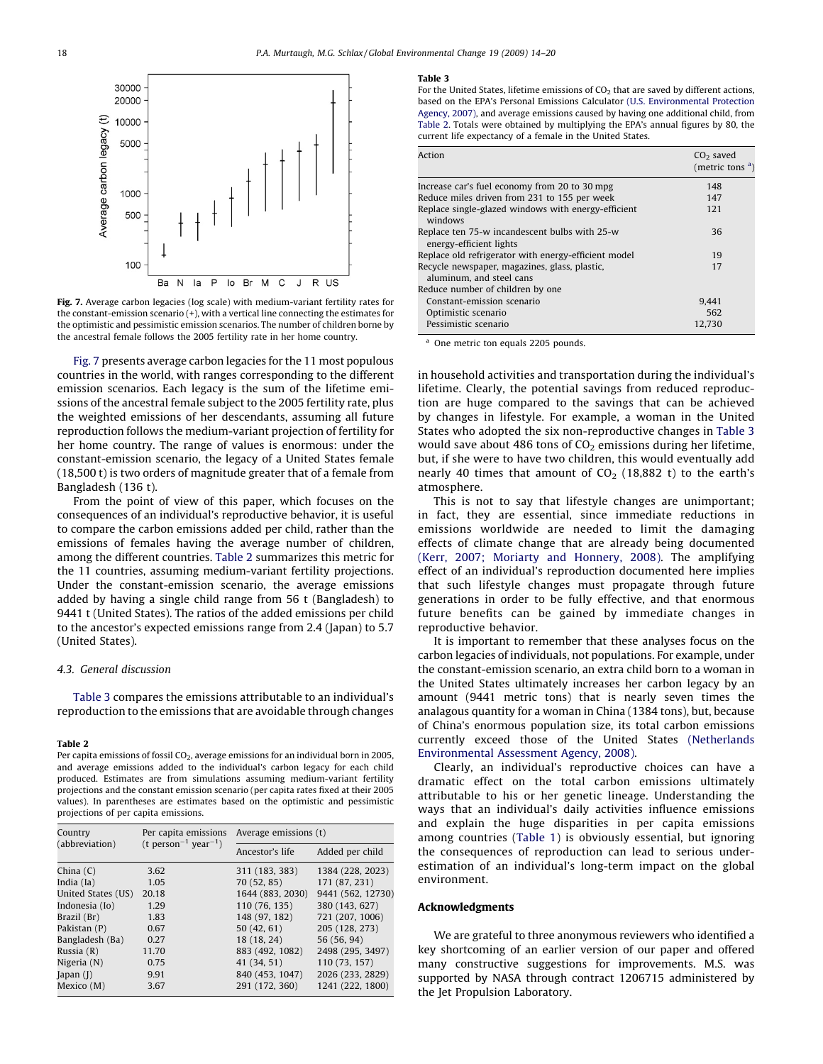Fig. 7. Average carbon legacies (log scale) with medium-variant fertility rates for the constant-emission scenario (+), with a vertical line connecting the estimates for the optimistic and pessimistic emission scenarios. The number of children borne by the ancestral female follows the 2005 fertility rate in her home country.

Fig. 7 presents average carbon legacies for the 11 most populous countries in the world, with ranges corresponding to the different emission scenarios. Each legacy is the sum of the lifetime emissions of the ancestral female subject to the 2005 fertility rate, plus the weighted emissions of her descendants, assuming all future reproduction follows the medium-variant projection of fertility for her home country. The range of values is enormous: under the constant-emission scenario, the legacy of a United States female (18,500 t) is two orders of magnitude greater that of a female from Bangladesh (136 t).

From the point of view of this paper, which focuses on the consequences of an individual's reproductive behavior, it is useful to compare the carbon emissions added per child, rather than the emissions of females having the average number of children, among the different countries. Table 2 summarizes this metric for the 11 countries, assuming medium-variant fertility projections. Under the constant-emission scenario, the average emissions added by having a single child range from 56 t (Bangladesh) to 9441 t (United States). The ratios of the added emissions per child to the ancestor's expected emissions range from 2.4 (Japan) to 5.7 (United States).

### 4.3. General discussion

Table 3 compares the emissions attributable to an individual's reproduction to the emissions that are avoidable through changes in household activities and transportation during the individual's lifetime. Clearly, the potential savings from reduced reproduction are huge compared to the savings that can be achieved by changes in lifestyle. For example, a woman in the United States who adopted the six non-reproductive changes in Table 3 would save about 486 tons of $CO_2$ emissions during her lifetime, but, if she were to have two children, this would eventually add nearly 40 times that amount of $CO_2$ (18,882 t) to the earth's atmosphere.

This is not to say that lifestyle changes are unimportant; in fact, they are essential, since immediate reductions in emissions worldwide are needed to limit the damaging effects of climate change that are already being documented (Kerr, 2007; Moriarty and Honnery, 2008). The amplifying effect of an individual's reproduction documented here implies that such lifestyle changes must propagate through future generations in order to be fully effective, and that enormous future benefits can be gained by immediate changes in reproductive behavior.

It is important to remember that these analyses focus on the carbon legacies of individuals, not populations. For example, under the constant-emission scenario, an extra child born to a woman in the United States ultimately increases her carbon legacy by an amount (9441 metric tons) that is nearly seven times the analagous quantity for a woman in China (1384 tons), but, because of China's enormous population size, its total carbon emissions currently exceed those of the United States (Netherlands Environmental Assessment Agency, 2008).

Clearly, an individual's reproductive choices can have a dramatic effect on the total carbon emissions ultimately attributable to his or her genetic lineage. Understanding the ways that an individual's daily activities influence emissions and explain the huge disparities in per capita emissions among countries (Table 1) is obviously essential, but ignoring the consequences of reproduction can lead to serious underestimation of an individual's long-term impact on the global environment.

**Table 2**
Per capita emissions of fossil $CO_2$, average emissions for an individual born in 2005, and average emissions added to the individual's carbon legacy for each child produced. Estimates are from simulations assuming medium-variant fertility projections and the constant emission scenario (per capita rates fixed at their 2005 values). In parentheses are estimates based on the optimistic and pessimistic projections of per capita emissions.

| Country (abbreviation) | Per capita emissions (t person$^{-1}$ year$^{-1}$) | Average emissions (t) | |
|---|---|---|---|
| | | Ancestor's life | Added per child |
| China (C) | 3.62 | 311 (183, 383) | 1384 (228, 2023) |
| India (Ia) | 1.05 | 70 (52, 85) | 171 (87, 231) |
| United States (US) | 20.18 | 1644 (883, 2030) | 9441 (562, 12730) |
| Indonesia (Io) | 1.29 | 110 (76, 135) | 380 (143, 627) |
| Brazil (Br) | 1.83 | 148 (97, 182) | 721 (207, 1006) |
| Pakistan (P) | 0.67 | 50 (42, 61) | 205 (128, 273) |
| Bangladesh (Ba) | 0.27 | 18 (18, 24) | 56 (56, 94) |
| Russia (R) | 11.70 | 883 (492, 1082) | 2498 (295, 3497) |
| Nigeria (N) | 0.75 | 41 (34, 51) | 110 (73, 157) |
| Japan (J) | 9.91 | 840 (453, 1047) | 2026 (233, 2829) |
| Mexico (M) | 3.67 | 291 (172, 360) | 1241 (222, 1800) |

**Table 3**
For the United States, lifetime emissions of $CO_2$ that are saved by different actions, based on the EPA's Personal Emissions Calculator (U.S. Environmental Protection Agency, 2007), and average emissions caused by having one additional child, from Table 2. Totals were obtained by multiplying the EPA's annual figures by 80, the current life expectancy of a female in the United States.

| Action | $CO_2$ saved (metric tons [a]) |
|---|---|
| Increase car's fuel economy from 20 to 30 mpg | 148 |
| Reduce miles driven from 231 to 155 per week | 147 |
| Replace single-glazed windows with energy-efficient windows | 121 |
| Replace ten 75-w incandescent bulbs with 25-w energy-efficient lights | 36 |
| Replace old refrigerator with energy-efficient model | 19 |
| Recycle newspaper, magazines, glass, plastic, aluminum, and steel cans | 17 |
| Reduce number of children by one | |
| Constant-emission scenario | 9,441 |
| Optimistic scenario | 562 |
| Pessimistic scenario | 12,730 |

[a] One metric ton equals 2205 pounds.

## Acknowledgments

We are grateful to three anonymous reviewers who identified a key shortcoming of an earlier version of our paper and offered many constructive suggestions for improvements. M.S. was supported by NASA through contract 1206715 administered by the Jet Propulsion Laboratory.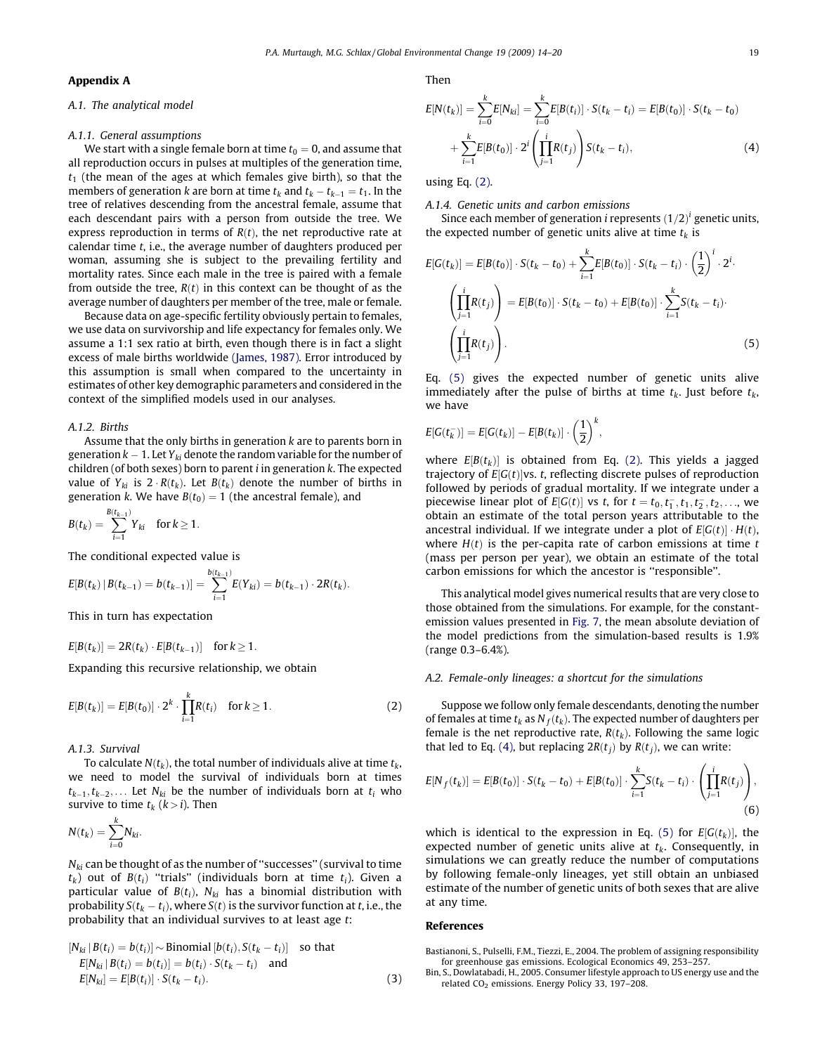## Appendix A

### A.1. The analytical model

#### A.1.1. General assumptions

We start with a single female born at time $t_0 = 0$, and assume that all reproduction occurs in pulses at multiples of the generation time, $t_1$ (the mean of the ages at which females give birth), so that the members of generation $k$ are born at time $t_k$ and $t_k - t_{k-1} = t_1$. In the tree of relatives descending from the ancestral female, assume that each descendant pairs with a person from outside the tree. We express reproduction in terms of $R(t)$, the net reproductive rate at calendar time $t$, i.e., the average number of daughters produced per woman, assuming she is subject to the prevailing fertility and mortality rates. Since each male in the tree is paired with a female from outside the tree, $R(t)$ in this context can be thought of as the average number of daughters per member of the tree, male or female.

Because data on age-specific fertility obviously pertain to females, we use data on survivorship and life expectancy for females only. We assume a 1:1 sex ratio at birth, even though there is in fact a slight excess of male births worldwide (James, 1987). Error introduced by this assumption is small when compared to the uncertainty in estimates of other key demographic parameters and considered in the context of the simplified models used in our analyses.

#### A.1.2. Births

Assume that the only births in generation $k$ are to parents born in generation $k-1$. Let $Y_{ki}$ denote the random variable for the number of children (of both sexes) born to parent $i$ in generation $k$. The expected value of $Y_{ki}$ is $2 \cdot R(t_k)$. Let $B(t_k)$ denote the number of births in generation $k$. We have $B(t_0) = 1$ (the ancestral female), and

$$B(t_k) = \sum_{i=1}^{B(t_{k-1})} Y_{ki} \quad \text{for } k \geq 1.$$

The conditional expected value is

$$E[B(t_k) \,|\, B(t_{k-1}) = b(t_{k-1})] = \sum_{i=1}^{b(t_{k-1})} E(Y_{ki}) = b(t_{k-1}) \cdot 2R(t_k).$$

This in turn has expectation

$$E[B(t_k)] = 2R(t_k) \cdot E[B(t_{k-1})] \quad \text{for } k \geq 1.$$

Expanding this recursive relationship, we obtain

$$E[B(t_k)] = E[B(t_0)] \cdot 2^k \cdot \prod_{i=1}^{k} R(t_i) \quad \text{for } k \geq 1. \tag{2}$$

#### A.1.3. Survival

To calculate $N(t_k)$, the total number of individuals alive at time $t_k$, we need to model the survival of individuals born at times $t_{k-1}, t_{k-2}, \ldots$ Let $N_{ki}$ be the number of individuals born at $t_i$ who survive to time $t_k$ $(k > i)$. Then

$$N(t_k) = \sum_{i=0}^{k} N_{ki}.$$

$N_{ki}$ can be thought of as the number of "successes" (survival to time $t_k$) out of $B(t_i)$ "trials" (individuals born at time $t_i$). Given a particular value of $B(t_i)$, $N_{ki}$ has a binomial distribution with probability $S(t_k - t_i)$, where $S(t)$ is the survivor function at $t$, i.e., the probability that an individual survives to at least age $t$:

$$\begin{aligned}
&[N_{ki} \,|\, B(t_i) = b(t_i)] \sim \text{Binomial}\,[b(t_i), S(t_k - t_i)] \quad \text{so that} \\
&E[N_{ki} \,|\, B(t_i) = b(t_i)] = b(t_i) \cdot S(t_k - t_i) \quad \text{and} \\
&E[N_{ki}] = E[B(t_i)] \cdot S(t_k - t_i).
\end{aligned} \tag{3}$$

Then

$$\begin{aligned}
E[N(t_k)] &= \sum_{i=0}^{k} E[N_{ki}] = \sum_{i=0}^{k} E[B(t_i)] \cdot S(t_k - t_i) = E[B(t_0)] \cdot S(t_k - t_0) \\
&\quad + \sum_{i=1}^{k} E[B(t_0)] \cdot 2^i \left( \prod_{j=1}^{i} R(t_j) \right) S(t_k - t_i),
\end{aligned} \tag{4}$$

using Eq. (2).

#### A.1.4. Genetic units and carbon emissions

Since each member of generation $i$ represents $(1/2)^i$ genetic units, the expected number of genetic units alive at time $t_k$ is

$$\begin{aligned}
E[G(t_k)] &= E[B(t_0)] \cdot S(t_k - t_0) + \sum_{i=1}^{k} E[B(t_0)] \cdot S(t_k - t_i) \cdot \left(\frac{1}{2}\right)^i \cdot 2^i \cdot \left( \prod_{j=1}^{i} R(t_j) \right) \\
&= E[B(t_0)] \cdot S(t_k - t_0) + E[B(t_0)] \cdot \sum_{i=1}^{k} S(t_k - t_i) \cdot \left( \prod_{j=1}^{i} R(t_j) \right).
\end{aligned} \tag{5}$$

Eq. (5) gives the expected number of genetic units alive immediately after the pulse of births at time $t_k$. Just before $t_k$, we have

$$E[G(t_k^-)] = E[G(t_k)] - E[B(t_k)] \cdot \left(\frac{1}{2}\right)^k,$$

where $E[B(t_k)]$ is obtained from Eq. (2). This yields a jagged trajectory of $E[G(t)]$vs. $t$, reflecting discrete pulses of reproduction followed by periods of gradual mortality. If we integrate under a piecewise linear plot of $E[G(t)]$ vs $t$, for $t = t_0, t_1^-, t_1, t_2^-, t_2, \ldots$, we obtain an estimate of the total person years attributable to the ancestral individual. If we integrate under a plot of $E[G(t)] \cdot H(t)$, where $H(t)$ is the per-capita rate of carbon emissions at time $t$ (mass per person per year), we obtain an estimate of the total carbon emissions for which the ancestor is "responsible".

This analytical model gives numerical results that are very close to those obtained from the simulations. For example, for the constant-emission values presented in Fig. 7, the mean absolute deviation of the model predictions from the simulation-based results is 1.9% (range 0.3–6.4%).

### A.2. Female-only lineages: a shortcut for the simulations

Suppose we follow only female descendants, denoting the number of females at time $t_k$ as $N_f(t_k)$. The expected number of daughters per female is the net reproductive rate, $R(t_k)$. Following the same logic that led to Eq. (4), but replacing $2R(t_j)$ by $R(t_j)$, we can write:

$$E[N_f(t_k)] = E[B(t_0)] \cdot S(t_k - t_0) + E[B(t_0)] \cdot \sum_{i=1}^{k} S(t_k - t_i) \cdot \left( \prod_{j=1}^{i} R(t_j) \right), \tag{6}$$

which is identical to the expression in Eq. (5) for $E[G(t_k)]$, the expected number of genetic units alive at $t_k$. Consequently, in simulations we can greatly reduce the number of computations by following female-only lineages, yet still obtain an unbiased estimate of the number of genetic units of both sexes that are alive at any time.

## References

Bastianoni, S., Pulselli, F.M., Tiezzi, E., 2004. The problem of assigning responsibility for greenhouse gas emissions. Ecological Economics 49, 253–257.

Bin, S., Dowlatabadi, H., 2005. Consumer lifestyle approach to US energy use and the related $CO_2$ emissions. Energy Policy 33, 197–208.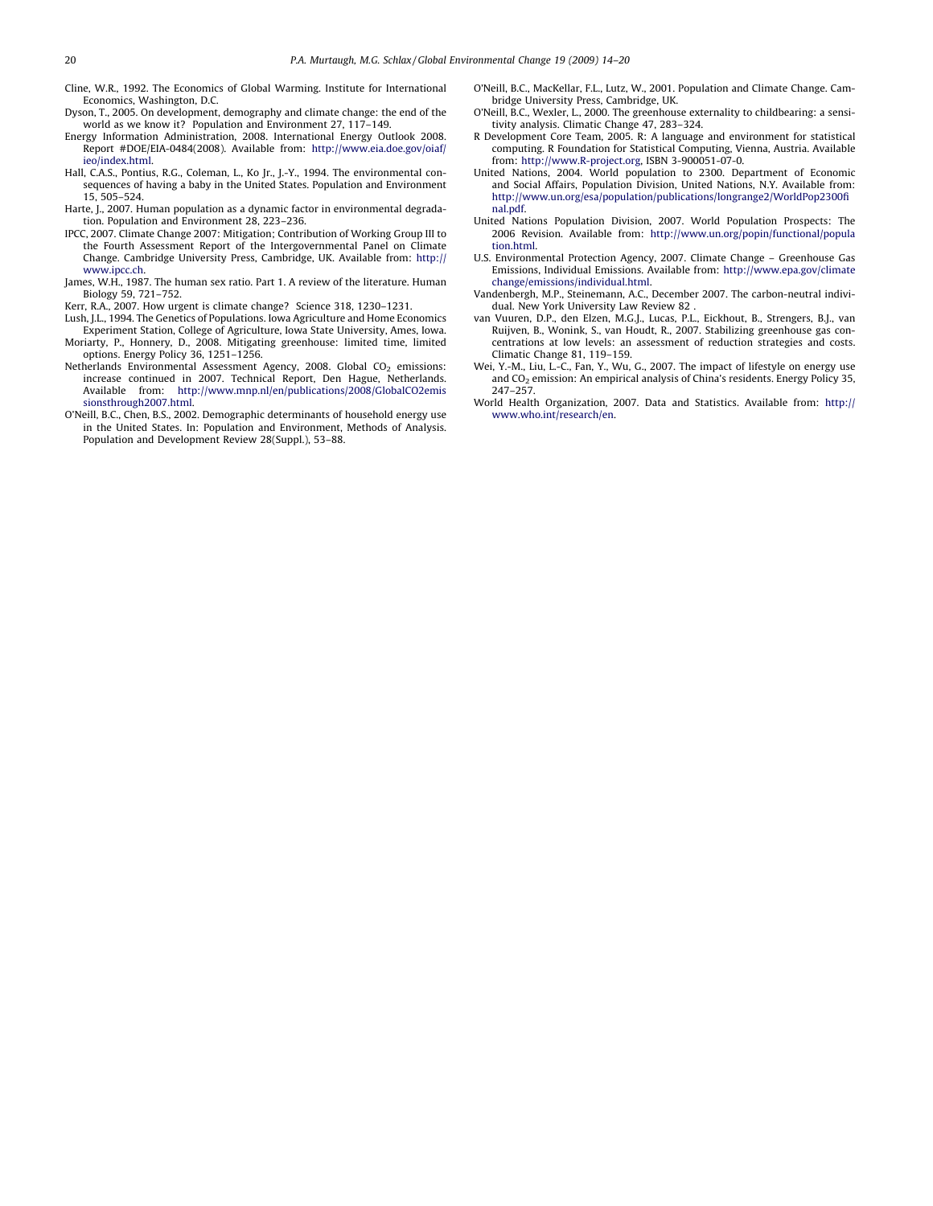Cline, W.R., 1992. The Economics of Global Warming. Institute for International Economics, Washington, D.C.

Dyson, T., 2005. On development, demography and climate change: the end of the world as we know it? Population and Environment 27, 117–149.

Energy Information Administration, 2008. International Energy Outlook 2008. Report #DOE/EIA-0484(2008). Available from: http://www.eia.doe.gov/oiaf/ieo/index.html.

Hall, C.A.S., Pontius, R.G., Coleman, L., Ko Jr., J.-Y., 1994. The environmental consequences of having a baby in the United States. Population and Environment 15, 505–524.

Harte, J., 2007. Human population as a dynamic factor in environmental degradation. Population and Environment 28, 223–236.

IPCC, 2007. Climate Change 2007: Mitigation; Contribution of Working Group III to the Fourth Assessment Report of the Intergovernmental Panel on Climate Change. Cambridge University Press, Cambridge, UK. Available from: http://www.ipcc.ch.

James, W.H., 1987. The human sex ratio. Part 1. A review of the literature. Human Biology 59, 721–752.

Kerr, R.A., 2007. How urgent is climate change? Science 318, 1230–1231.

Lush, J.L., 1994. The Genetics of Populations. Iowa Agriculture and Home Economics Experiment Station, College of Agriculture, Iowa State University, Ames, Iowa.

Moriarty, P., Honnery, D., 2008. Mitigating greenhouse: limited time, limited options. Energy Policy 36, 1251–1256.

Netherlands Environmental Assessment Agency, 2008. Global $CO_2$ emissions: increase continued in 2007. Technical Report, Den Hague, Netherlands. Available from: http://www.mnp.nl/en/publications/2008/GlobalCO2emissionsthrough2007.html.

O'Neill, B.C., Chen, B.S., 2002. Demographic determinants of household energy use in the United States. In: Population and Environment, Methods of Analysis. Population and Development Review 28(Suppl.), 53–88.

O'Neill, B.C., MacKellar, F.L., Lutz, W., 2001. Population and Climate Change. Cambridge University Press, Cambridge, UK.

O'Neill, B.C., Wexler, L., 2000. The greenhouse externality to childbearing: a sensitivity analysis. Climatic Change 47, 283–324.

R Development Core Team, 2005. R: A language and environment for statistical computing. R Foundation for Statistical Computing, Vienna, Austria. Available from: http://www.R-project.org, ISBN 3-900051-07-0.

United Nations, 2004. World population to 2300. Department of Economic and Social Affairs, Population Division, United Nations, N.Y. Available from: http://www.un.org/esa/population/publications/longrange2/WorldPop2300final.pdf.

United Nations Population Division, 2007. World Population Prospects: The 2006 Revision. Available from: http://www.un.org/popin/functional/population.html.

U.S. Environmental Protection Agency, 2007. Climate Change – Greenhouse Gas Emissions, Individual Emissions. Available from: http://www.epa.gov/climatechange/emissions/individual.html.

Vandenbergh, M.P., Steinemann, A.C., December 2007. The carbon-neutral individual. New York University Law Review 82 .

van Vuuren, D.P., den Elzen, M.G.J., Lucas, P.L., Eickhout, B., Strengers, B.J., van Ruijven, B., Wonink, S., van Houdt, R., 2007. Stabilizing greenhouse gas concentrations at low levels: an assessment of reduction strategies and costs. Climatic Change 81, 119–159.

Wei, Y.-M., Liu, L.-C., Fan, Y., Wu, G., 2007. The impact of lifestyle on energy use and $CO_2$ emission: An empirical analysis of China's residents. Energy Policy 35, 247–257.

World Health Organization, 2007. Data and Statistics. Available from: http://www.who.int/research/en.